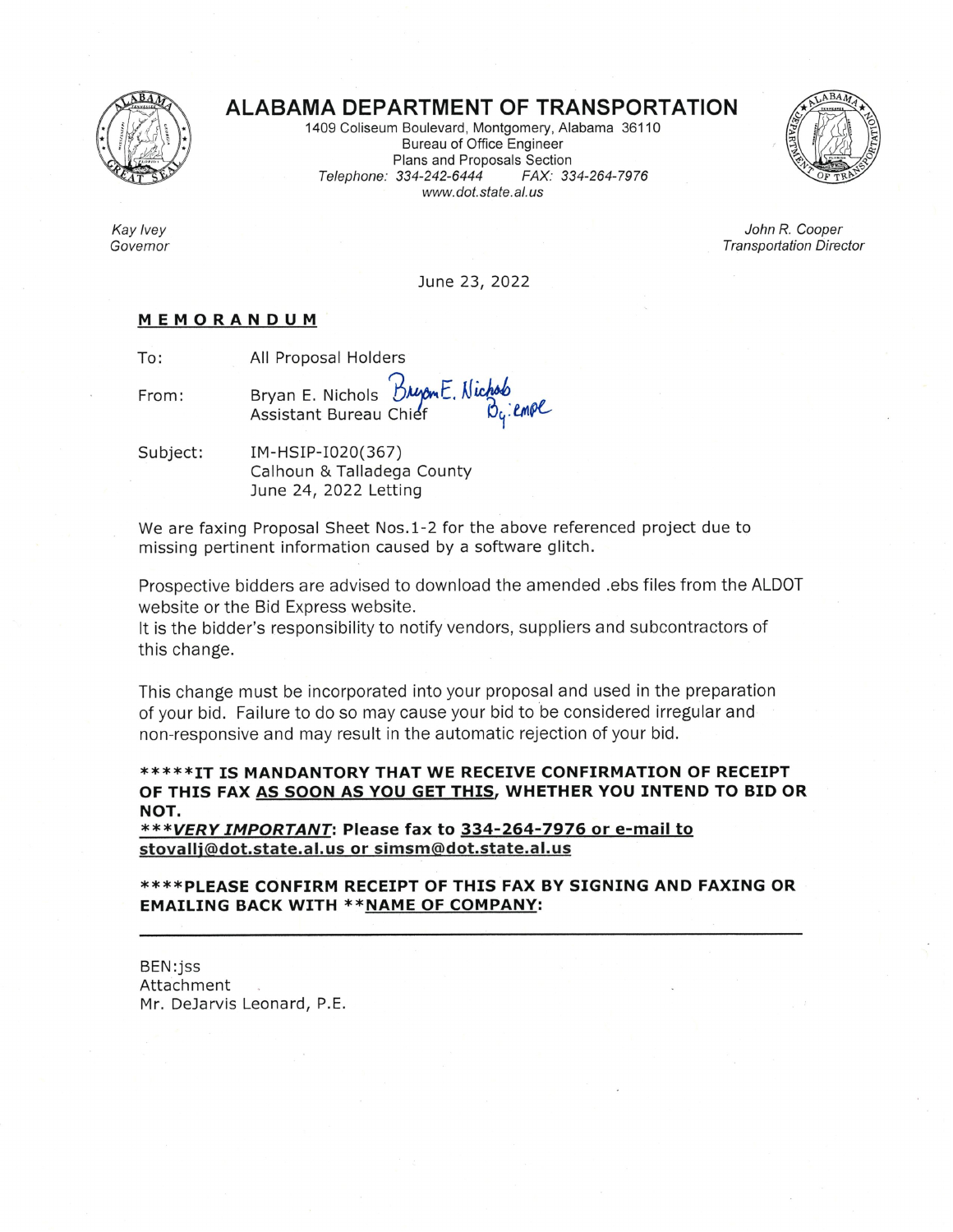# ALABAMA DEPARTMENT OF TRANSPORTATION

1409 Coliseum Boulevard, Montgomery, Alabama 36110
Bureau of Office Engineer
Plans and Proposals Section
*Telephone: 334-242-6444 FAX: 334-264-7976*
*www.dot.state.al.us*

*Kay Ivey*
*Governor*

*John R. Cooper*
*Transportation Director*

June 23, 2022

**MEMORANDUM**

To: All Proposal Holders

From: Bryan E. Nichols, Assistant Bureau Chief

Bryan E. Nichols By: empe

Subject: IM-HSIP-I020(367)
Calhoun & Talladega County
June 24, 2022 Letting

We are faxing Proposal Sheet Nos.1-2 for the above referenced project due to missing pertinent information caused by a software glitch.

Prospective bidders are advised to download the amended .ebs files from the ALDOT website or the Bid Express website.
It is the bidder's responsibility to notify vendors, suppliers and subcontractors of this change.

This change must be incorporated into your proposal and used in the preparation of your bid. Failure to do so may cause your bid to be considered irregular and non-responsive and may result in the automatic rejection of your bid.

**\*\*\*\*\*IT IS MANDANTORY THAT WE RECEIVE CONFIRMATION OF RECEIPT OF THIS FAX <u>AS SOON AS YOU GET THIS</u>, WHETHER YOU INTEND TO BID OR NOT.**
**\*\*\****<u>VERY IMPORTANT</u>***: Please fax to <u>334-264-7976 or e-mail to stovallj@dot.state.al.us or simsm@dot.state.al.us</u>**

**\*\*\*\*PLEASE CONFIRM RECEIPT OF THIS FAX BY SIGNING AND FAXING OR EMAILING BACK WITH \*\*<u>NAME OF COMPANY</u>:**

\_\_\_\_\_\_\_\_\_\_\_\_\_\_\_\_\_\_\_\_\_\_\_\_\_\_\_\_\_\_\_\_\_\_\_\_\_\_\_\_\_\_\_\_\_\_\_\_\_\_\_\_\_\_\_\_\_\_\_\_\_\_\_\_\_\_\_\_\_\_\_\_

BEN:jss
Attachment
Mr. DeJarvis Leonard, P.E.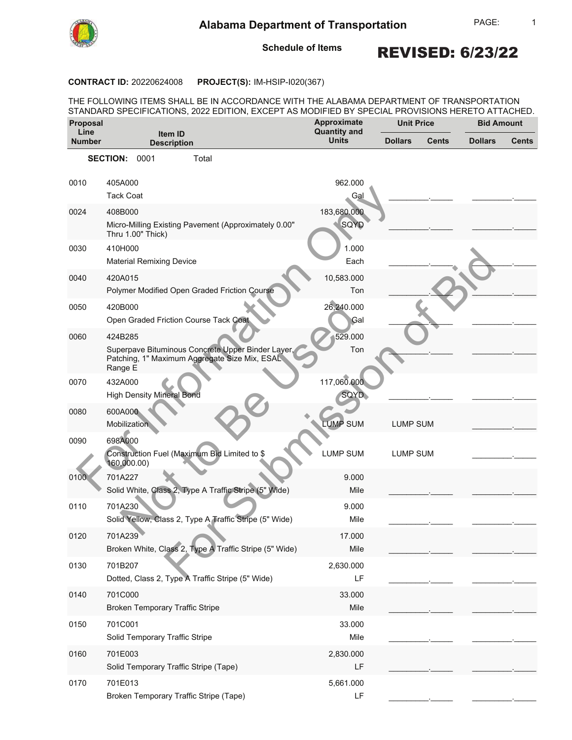# Alabama Department of Transportation

**Schedule of Items**

**REVISED: 6/23/22**

**CONTRACT ID:** 20220624008 **PROJECT(S):** IM-HSIP-I020(367)

THE FOLLOWING ITEMS SHALL BE IN ACCORDANCE WITH THE ALABAMA DEPARTMENT OF TRANSPORTATION STANDARD SPECIFICATIONS, 2022 EDITION, EXCEPT AS MODIFIED BY SPECIAL PROVISIONS HERETO ATTACHED.

| Proposal Line Number | Item ID Description | Approximate Quantity and Units | Unit Price | | Bid Amount | |
|---|---|---|---|---|---|---|
| | | | Dollars | Cents | Dollars | Cents |
| | **SECTION:** 0001 Total | | | | | |
| 0010 | 405A000<br>Tack Coat | 962.000<br>Gal | | | | |
| 0024 | 408B000<br>Micro-Milling Existing Pavement (Approximately 0.00" Thru 1.00" Thick) | 183,680.000<br>SQYD | | | | |
| 0030 | 410H000<br>Material Remixing Device | 1.000<br>Each | | | | |
| 0040 | 420A015<br>Polymer Modified Open Graded Friction Course | 10,583.000<br>Ton | | | | |
| 0050 | 420B000<br>Open Graded Friction Course Tack Coat | 26,240.000<br>Gal | | | | |
| 0060 | 424B285<br>Superpave Bituminous Concrete Upper Binder Layer, Patching, 1" Maximum Aggregate Size Mix, ESAL Range E | 529.000<br>Ton | | | | |
| 0070 | 432A000<br>High Density Mineral Bond | 117,060.000<br>SQYD | | | | |
| 0080 | 600A000<br>Mobilization | LUMP SUM | LUMP SUM | | | |
| 0090 | 698A000<br>Construction Fuel (Maximum Bid Limited to $ 160,000.00) | LUMP SUM | LUMP SUM | | | |
| 0100 | 701A227<br>Solid White, Class 2, Type A Traffic Stripe (5" Wide) | 9.000<br>Mile | | | | |
| 0110 | 701A230<br>Solid Yellow, Class 2, Type A Traffic Stripe (5" Wide) | 9.000<br>Mile | | | | |
| 0120 | 701A239<br>Broken White, Class 2, Type A Traffic Stripe (5" Wide) | 17.000<br>Mile | | | | |
| 0130 | 701B207<br>Dotted, Class 2, Type A Traffic Stripe (5" Wide) | 2,630.000<br>LF | | | | |
| 0140 | 701C000<br>Broken Temporary Traffic Stripe | 33.000<br>Mile | | | | |
| 0150 | 701C001<br>Solid Temporary Traffic Stripe | 33.000<br>Mile | | | | |
| 0160 | 701E003<br>Solid Temporary Traffic Stripe (Tape) | 2,830.000<br>LF | | | | |
| 0170 | 701E013<br>Broken Temporary Traffic Stripe (Tape) | 5,661.000<br>LF | | | | |

For Information Only — Not to Be Used For Submission of Bid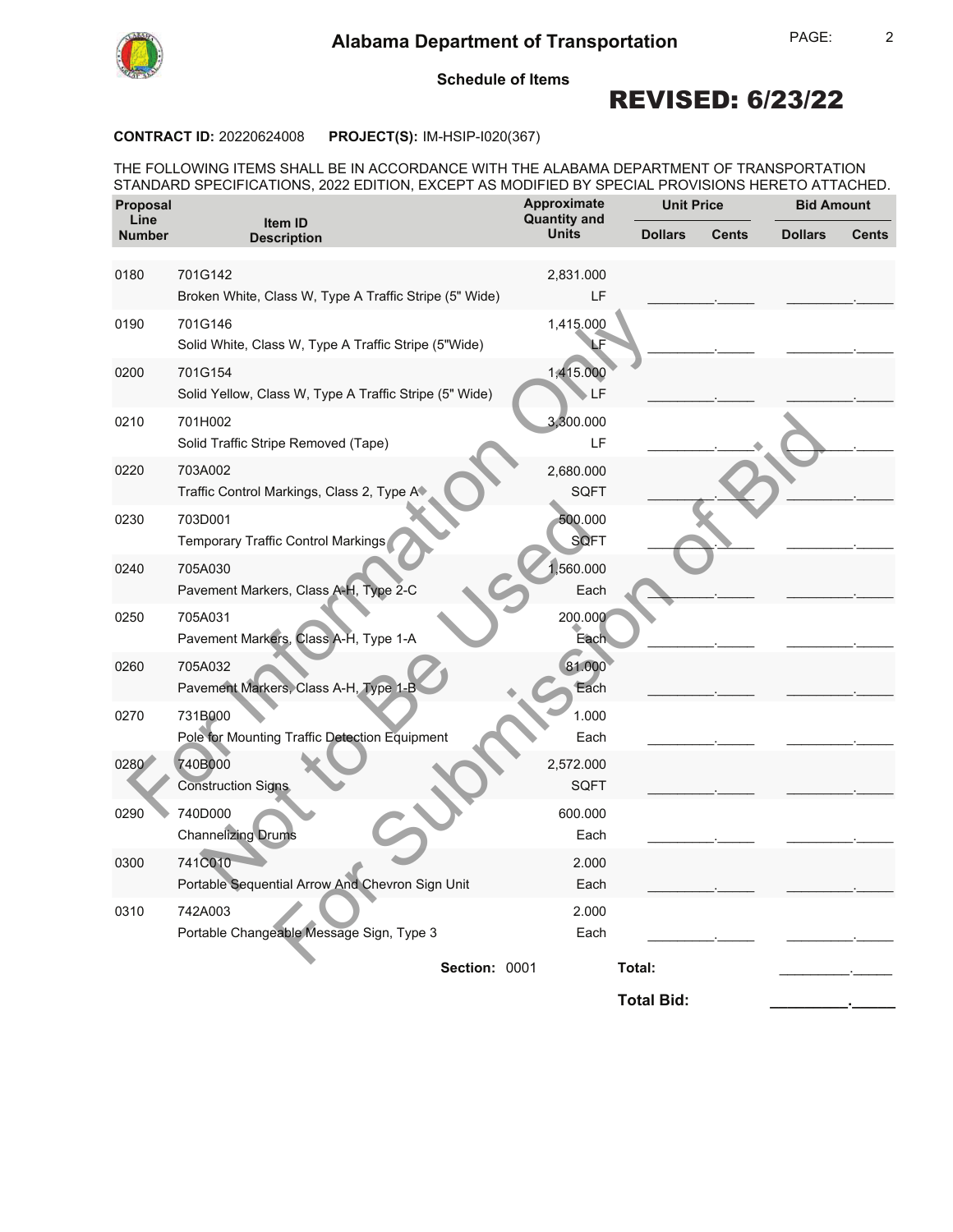# Alabama Department of Transportation

**Schedule of Items**

# REVISED: 6/23/22

**CONTRACT ID:** 20220624008 **PROJECT(S):** IM-HSIP-I020(367)

THE FOLLOWING ITEMS SHALL BE IN ACCORDANCE WITH THE ALABAMA DEPARTMENT OF TRANSPORTATION STANDARD SPECIFICATIONS, 2022 EDITION, EXCEPT AS MODIFIED BY SPECIAL PROVISIONS HERETO ATTACHED.

| Proposal Line Number | Item ID Description | Approximate Quantity and Units | Unit Price | | Bid Amount | |
|---|---|---|---|---|---|---|
| | | | Dollars | Cents | Dollars | Cents |
| 0180 | 701G142<br>Broken White, Class W, Type A Traffic Stripe (5" Wide) | 2,831.000<br>LF | | | | |
| 0190 | 701G146<br>Solid White, Class W, Type A Traffic Stripe (5"Wide) | 1,415.000<br>LF | | | | |
| 0200 | 701G154<br>Solid Yellow, Class W, Type A Traffic Stripe (5" Wide) | 1,415.000<br>LF | | | | |
| 0210 | 701H002<br>Solid Traffic Stripe Removed (Tape) | 3,300.000<br>LF | | | | |
| 0220 | 703A002<br>Traffic Control Markings, Class 2, Type A | 2,680.000<br>SQFT | | | | |
| 0230 | 703D001<br>Temporary Traffic Control Markings | 500.000<br>SQFT | | | | |
| 0240 | 705A030<br>Pavement Markers, Class A-H, Type 2-C | 1,560.000<br>Each | | | | |
| 0250 | 705A031<br>Pavement Markers, Class A-H, Type 1-A | 200.000<br>Each | | | | |
| 0260 | 705A032<br>Pavement Markers, Class A-H, Type 1-B | 81.000<br>Each | | | | |
| 0270 | 731B000<br>Pole for Mounting Traffic Detection Equipment | 1.000<br>Each | | | | |
| 0280 | 740B000<br>Construction Signs | 2,572.000<br>SQFT | | | | |
| 0290 | 740D000<br>Channelizing Drums | 600.000<br>Each | | | | |
| 0300 | 741C010<br>Portable Sequential Arrow And Chevron Sign Unit | 2.000<br>Each | | | | |
| 0310 | 742A003<br>Portable Changeable Message Sign, Type 3 | 2.000<br>Each | | | | |
| | **Section:** 0001 | | **Total:** | | | |
| | | | **Total Bid:** | | | |

For Information Only
Not to Be Used For Submission of Bid